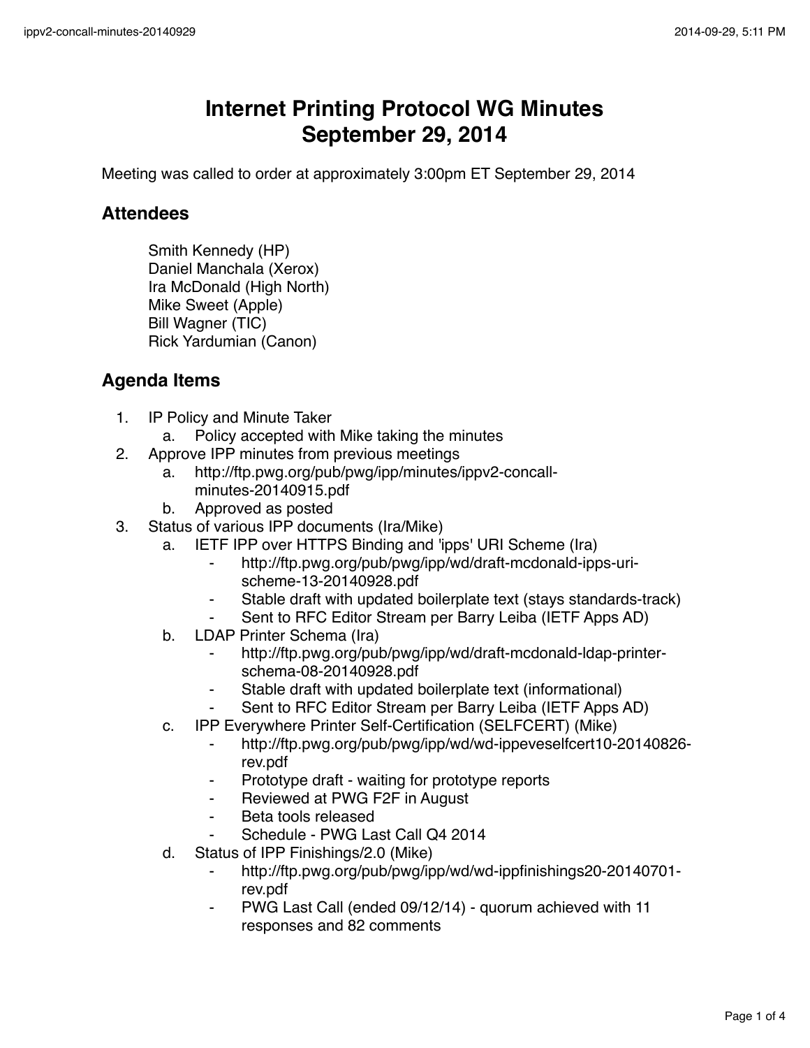# Internet Printing Protocol WG Minutes
# September 29, 2014

Meeting was called to order at approximately 3:00pm ET September 29, 2014

## Attendees

Smith Kennedy (HP)
Daniel Manchala (Xerox)
Ira McDonald (High North)
Mike Sweet (Apple)
Bill Wagner (TIC)
Rick Yardumian (Canon)

## Agenda Items

1. IP Policy and Minute Taker
    a. Policy accepted with Mike taking the minutes
2. Approve IPP minutes from previous meetings
    a. http://ftp.pwg.org/pub/pwg/ipp/minutes/ippv2-concall-minutes-20140915.pdf
    b. Approved as posted
3. Status of various IPP documents (Ira/Mike)
    a. IETF IPP over HTTPS Binding and 'ipps' URI Scheme (Ira)
        - http://ftp.pwg.org/pub/pwg/ipp/wd/draft-mcdonald-ipps-uri-scheme-13-20140928.pdf
        - Stable draft with updated boilerplate text (stays standards-track)
        - Sent to RFC Editor Stream per Barry Leiba (IETF Apps AD)
    b. LDAP Printer Schema (Ira)
        - http://ftp.pwg.org/pub/pwg/ipp/wd/draft-mcdonald-ldap-printer-schema-08-20140928.pdf
        - Stable draft with updated boilerplate text (informational)
        - Sent to RFC Editor Stream per Barry Leiba (IETF Apps AD)
    c. IPP Everywhere Printer Self-Certification (SELFCERT) (Mike)
        - http://ftp.pwg.org/pub/pwg/ipp/wd/wd-ippeveselfcert10-20140826-rev.pdf
        - Prototype draft - waiting for prototype reports
        - Reviewed at PWG F2F in August
        - Beta tools released
        - Schedule - PWG Last Call Q4 2014
    d. Status of IPP Finishings/2.0 (Mike)
        - http://ftp.pwg.org/pub/pwg/ipp/wd/wd-ippfinishings20-20140701-rev.pdf
        - PWG Last Call (ended 09/12/14) - quorum achieved with 11 responses and 82 comments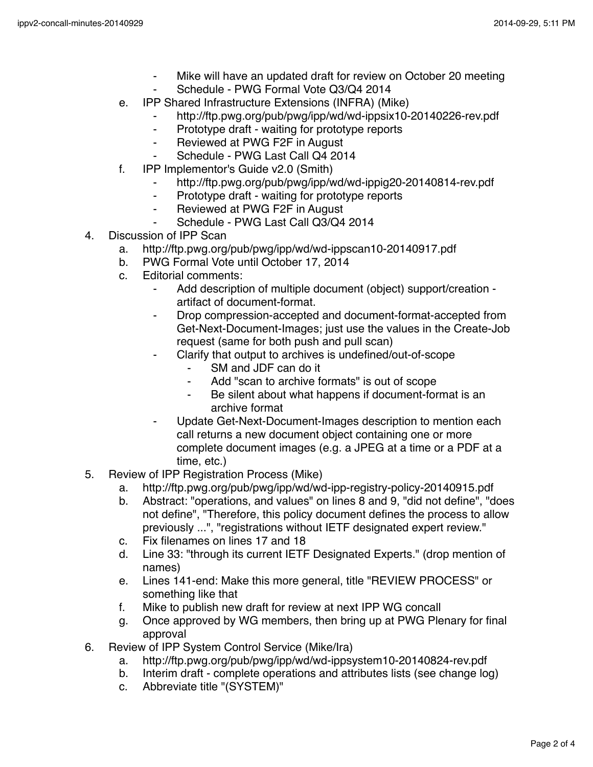- Mike will have an updated draft for review on October 20 meeting
- Schedule - PWG Formal Vote Q3/Q4 2014

e. IPP Shared Infrastructure Extensions (INFRA) (Mike)
   - http://ftp.pwg.org/pub/pwg/ipp/wd/wd-ippsix10-20140226-rev.pdf
   - Prototype draft - waiting for prototype reports
   - Reviewed at PWG F2F in August
   - Schedule - PWG Last Call Q4 2014

f. IPP Implementor's Guide v2.0 (Smith)
   - http://ftp.pwg.org/pub/pwg/ipp/wd/wd-ippig20-20140814-rev.pdf
   - Prototype draft - waiting for prototype reports
   - Reviewed at PWG F2F in August
   - Schedule - PWG Last Call Q3/Q4 2014

4. Discussion of IPP Scan
   a. http://ftp.pwg.org/pub/pwg/ipp/wd/wd-ippscan10-20140917.pdf
   b. PWG Formal Vote until October 17, 2014
   c. Editorial comments:
      - Add description of multiple document (object) support/creation - artifact of document-format.
      - Drop compression-accepted and document-format-accepted from Get-Next-Document-Images; just use the values in the Create-Job request (same for both push and pull scan)
      - Clarify that output to archives is undefined/out-of-scope
         - SM and JDF can do it
         - Add "scan to archive formats" is out of scope
         - Be silent about what happens if document-format is an archive format
      - Update Get-Next-Document-Images description to mention each call returns a new document object containing one or more complete document images (e.g. a JPEG at a time or a PDF at a time, etc.)

5. Review of IPP Registration Process (Mike)
   a. http://ftp.pwg.org/pub/pwg/ipp/wd/wd-ipp-registry-policy-20140915.pdf
   b. Abstract: "operations, and values" on lines 8 and 9, "did not define", "does not define", "Therefore, this policy document defines the process to allow previously ...", "registrations without IETF designated expert review."
   c. Fix filenames on lines 17 and 18
   d. Line 33: "through its current IETF Designated Experts." (drop mention of names)
   e. Lines 141-end: Make this more general, title "REVIEW PROCESS" or something like that
   f. Mike to publish new draft for review at next IPP WG concall
   g. Once approved by WG members, then bring up at PWG Plenary for final approval

6. Review of IPP System Control Service (Mike/Ira)
   a. http://ftp.pwg.org/pub/pwg/ipp/wd/wd-ippsystem10-20140824-rev.pdf
   b. Interim draft - complete operations and attributes lists (see change log)
   c. Abbreviate title "(SYSTEM)"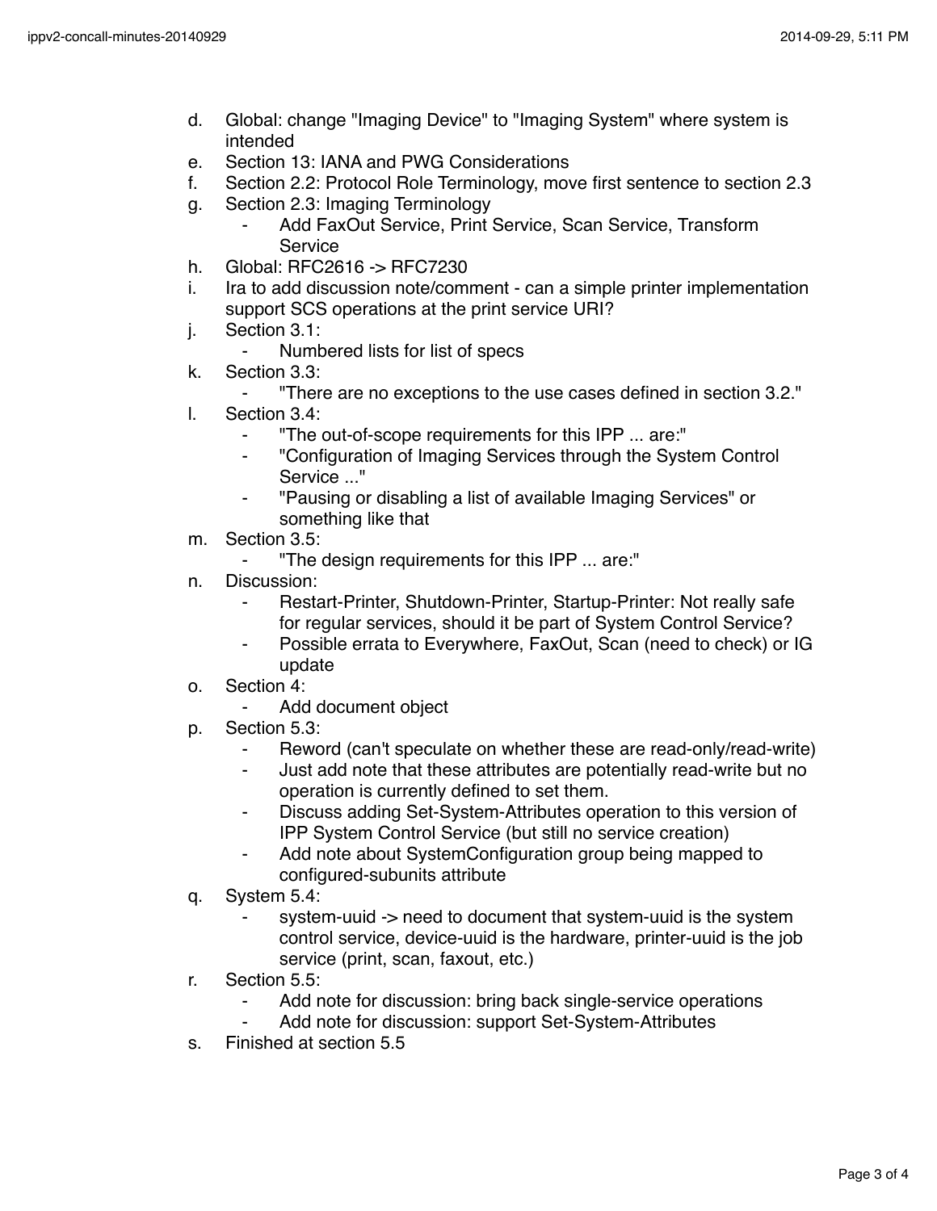d. Global: change "Imaging Device" to "Imaging System" where system is intended
e. Section 13: IANA and PWG Considerations
f. Section 2.2: Protocol Role Terminology, move first sentence to section 2.3
g. Section 2.3: Imaging Terminology
    - Add FaxOut Service, Print Service, Scan Service, Transform Service
h. Global: RFC2616 -> RFC7230
i. Ira to add discussion note/comment - can a simple printer implementation support SCS operations at the print service URI?
j. Section 3.1:
    - Numbered lists for list of specs
k. Section 3.3:
    - "There are no exceptions to the use cases defined in section 3.2."
l. Section 3.4:
    - "The out-of-scope requirements for this IPP ... are:"
    - "Configuration of Imaging Services through the System Control Service ..."
    - "Pausing or disabling a list of available Imaging Services" or something like that
m. Section 3.5:
    - "The design requirements for this IPP ... are:"
n. Discussion:
    - Restart-Printer, Shutdown-Printer, Startup-Printer: Not really safe for regular services, should it be part of System Control Service?
    - Possible errata to Everywhere, FaxOut, Scan (need to check) or IG update
o. Section 4:
    - Add document object
p. Section 5.3:
    - Reword (can't speculate on whether these are read-only/read-write)
    - Just add note that these attributes are potentially read-write but no operation is currently defined to set them.
    - Discuss adding Set-System-Attributes operation to this version of IPP System Control Service (but still no service creation)
    - Add note about SystemConfiguration group being mapped to configured-subunits attribute
q. System 5.4:
    - system-uuid -> need to document that system-uuid is the system control service, device-uuid is the hardware, printer-uuid is the job service (print, scan, faxout, etc.)
r. Section 5.5:
    - Add note for discussion: bring back single-service operations
    - Add note for discussion: support Set-System-Attributes
s. Finished at section 5.5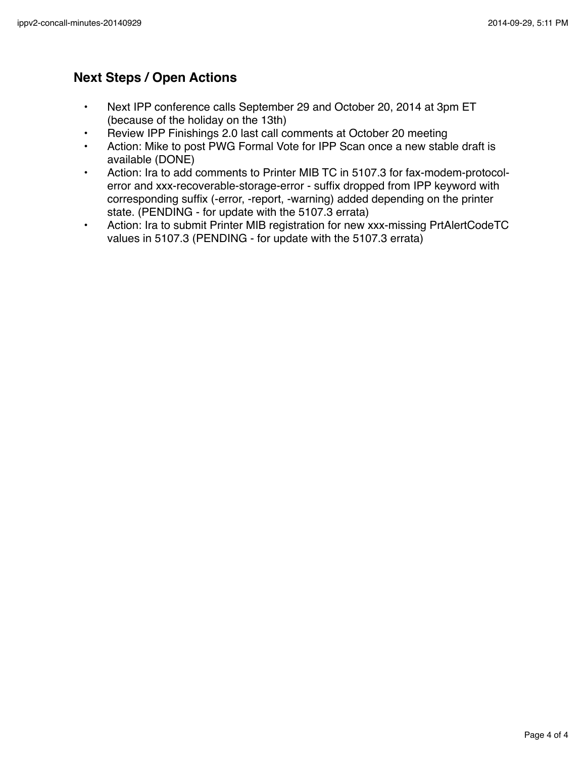## Next Steps / Open Actions

- Next IPP conference calls September 29 and October 20, 2014 at 3pm ET (because of the holiday on the 13th)
- Review IPP Finishings 2.0 last call comments at October 20 meeting
- Action: Mike to post PWG Formal Vote for IPP Scan once a new stable draft is available (DONE)
- Action: Ira to add comments to Printer MIB TC in 5107.3 for fax-modem-protocol-error and xxx-recoverable-storage-error - suffix dropped from IPP keyword with corresponding suffix (-error, -report, -warning) added depending on the printer state. (PENDING - for update with the 5107.3 errata)
- Action: Ira to submit Printer MIB registration for new xxx-missing PrtAlertCodeTC values in 5107.3 (PENDING - for update with the 5107.3 errata)